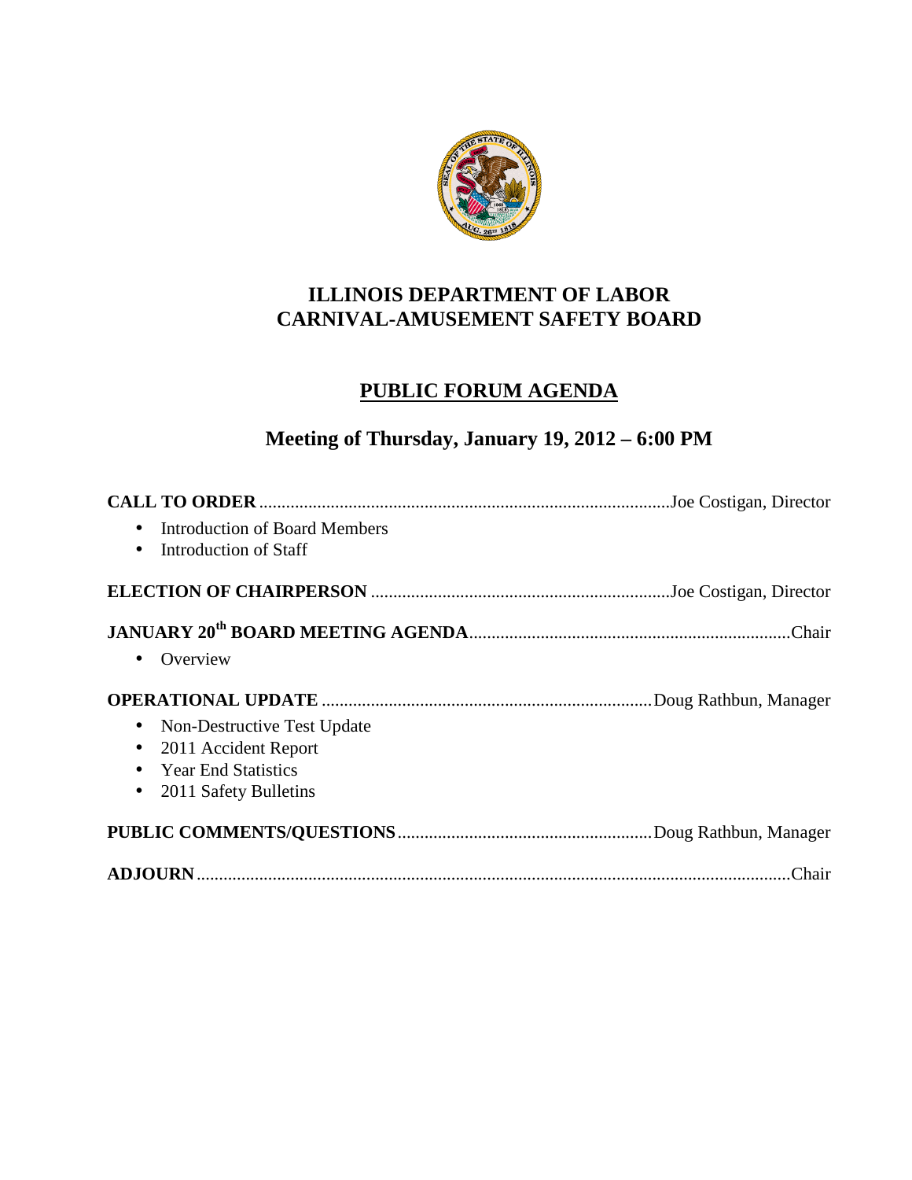# ILLINOIS DEPARTMENT OF LABOR
# CARNIVAL-AMUSEMENT SAFETY BOARD

## PUBLIC FORUM AGENDA

### Meeting of Thursday, January 19, 2012 – 6:00 PM

**CALL TO ORDER** ........................................................................................Joe Costigan, Director

- Introduction of Board Members
- Introduction of Staff

**ELECTION OF CHAIRPERSON** ...................................................................Joe Costigan, Director

**JANUARY 20th BOARD MEETING AGENDA**........................................................................Chair

- Overview

**OPERATIONAL UPDATE** ..........................................................................Doug Rathbun, Manager

- Non-Destructive Test Update
- 2011 Accident Report
- Year End Statistics
- 2011 Safety Bulletins

**PUBLIC COMMENTS/QUESTIONS**.........................................................Doug Rathbun, Manager

**ADJOURN**....................................................................................................................Chair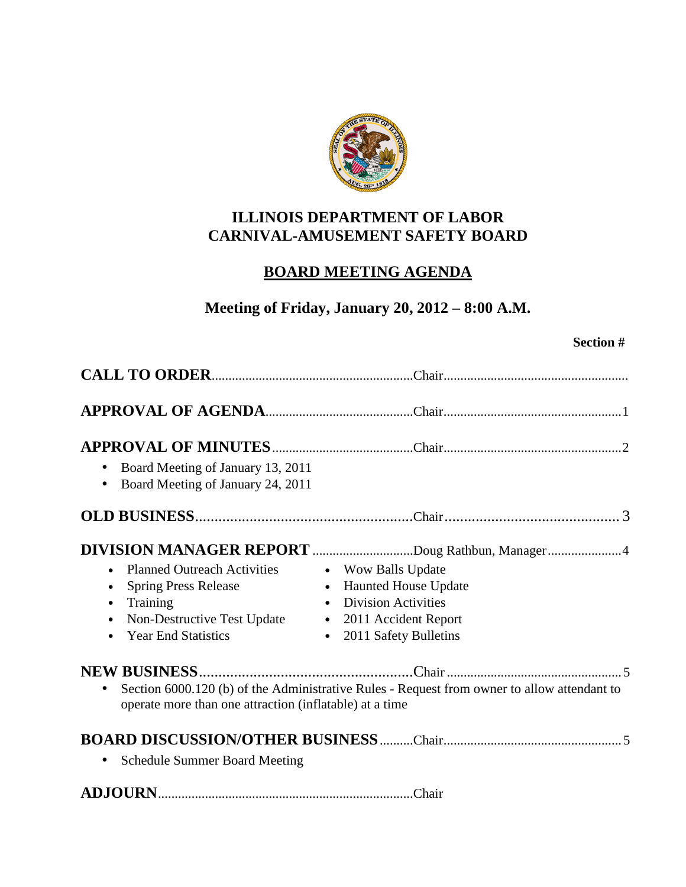# ILLINOIS DEPARTMENT OF LABOR
# CARNIVAL-AMUSEMENT SAFETY BOARD

## BOARD MEETING AGENDA

### Meeting of Friday, January 20, 2012 – 8:00 A.M.

| | | Section # |
|---|---|---|
| **CALL TO ORDER** | Chair | |
| **APPROVAL OF AGENDA** | Chair | 1 |
| **APPROVAL OF MINUTES** | Chair | 2 |
| **OLD BUSINESS** | Chair | 3 |
| **DIVISION MANAGER REPORT** | Doug Rathbun, Manager | 4 |
| **NEW BUSINESS** | Chair | 5 |
| **BOARD DISCUSSION/OTHER BUSINESS** | Chair | 5 |
| **ADJOURN** | Chair | |

**APPROVAL OF MINUTES**

- Board Meeting of January 13, 2011
- Board Meeting of January 24, 2011

**DIVISION MANAGER REPORT**

- Planned Outreach Activities
- Spring Press Release
- Training
- Non-Destructive Test Update
- Year End Statistics
- Wow Balls Update
- Haunted House Update
- Division Activities
- 2011 Accident Report
- 2011 Safety Bulletins

**NEW BUSINESS**

- Section 6000.120 (b) of the Administrative Rules - Request from owner to allow attendant to operate more than one attraction (inflatable) at a time

**BOARD DISCUSSION/OTHER BUSINESS**

- Schedule Summer Board Meeting